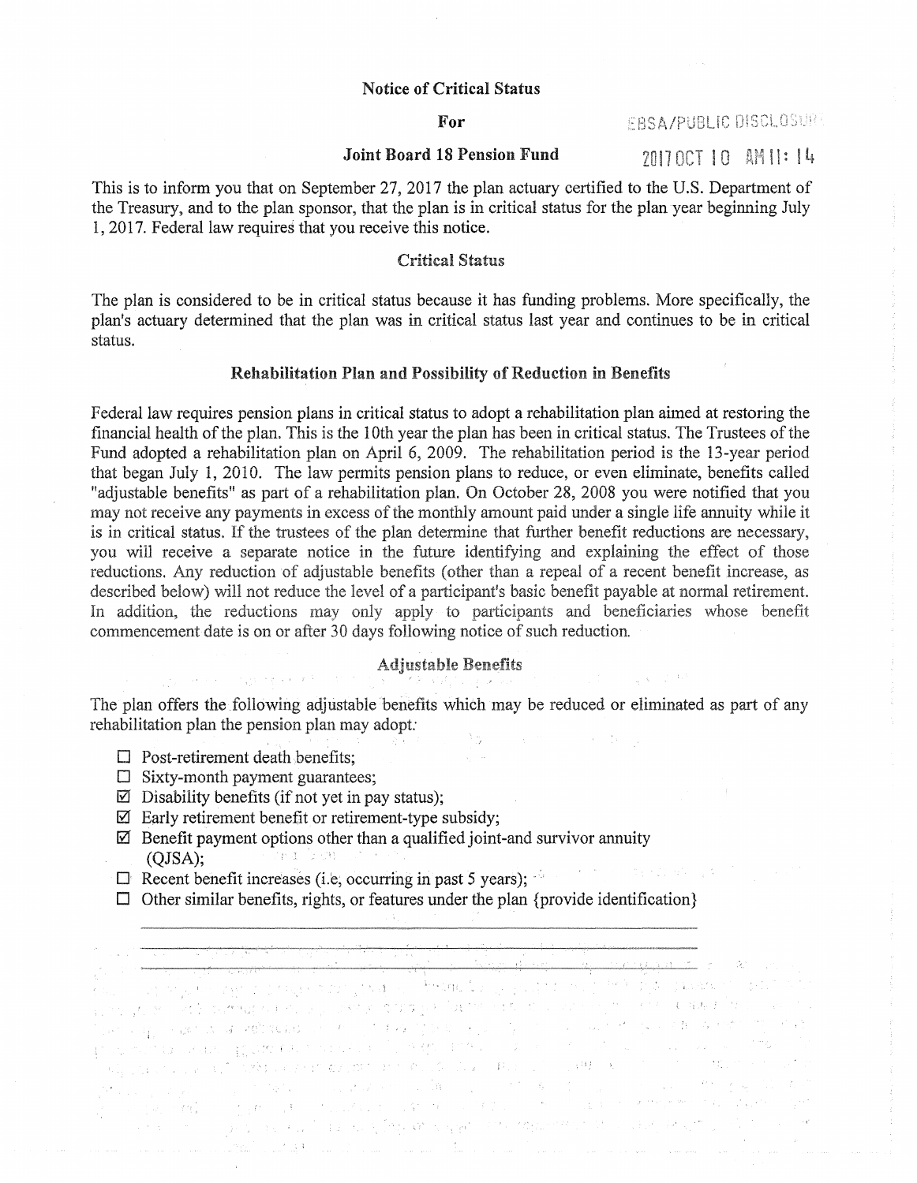# Notice of Critical Status

**For**

**Joint Board 18 Pension Fund**

EBSA/PUBLIC DISCLOSURE

2017 OCT 10 AM 11: 14

This is to inform you that on September 27, 2017 the plan actuary certified to the U.S. Department of the Treasury, and to the plan sponsor, that the plan is in critical status for the plan year beginning July 1, 2017. Federal law requires that you receive this notice.

## Critical Status

The plan is considered to be in critical status because it has funding problems. More specifically, the plan's actuary determined that the plan was in critical status last year and continues to be in critical status.

## Rehabilitation Plan and Possibility of Reduction in Benefits

Federal law requires pension plans in critical status to adopt a rehabilitation plan aimed at restoring the financial health of the plan. This is the 10th year the plan has been in critical status. The Trustees of the Fund adopted a rehabilitation plan on April 6, 2009. The rehabilitation period is the 13-year period that began July 1, 2010. The law permits pension plans to reduce, or even eliminate, benefits called "adjustable benefits" as part of a rehabilitation plan. On October 28, 2008 you were notified that you may not receive any payments in excess of the monthly amount paid under a single life annuity while it is in critical status. If the trustees of the plan determine that further benefit reductions are necessary, you will receive a separate notice in the future identifying and explaining the effect of those reductions. Any reduction of adjustable benefits (other than a repeal of a recent benefit increase, as described below) will not reduce the level of a participant's basic benefit payable at normal retirement. In addition, the reductions may only apply to participants and beneficiaries whose benefit commencement date is on or after 30 days following notice of such reduction.

## Adjustable Benefits

The plan offers the following adjustable benefits which may be reduced or eliminated as part of any rehabilitation plan the pension plan may adopt:

- ☐ Post-retirement death benefits;
- ☐ Sixty-month payment guarantees;
- ☑ Disability benefits (if not yet in pay status);
- ☑ Early retirement benefit or retirement-type subsidy;
- ☑ Benefit payment options other than a qualified joint-and survivor annuity (QJSA);
- ☐ Recent benefit increases (i.e, occurring in past 5 years);
- ☐ Other similar benefits, rights, or features under the plan {provide identification}

______________________________________________

______________________________________________

______________________________________________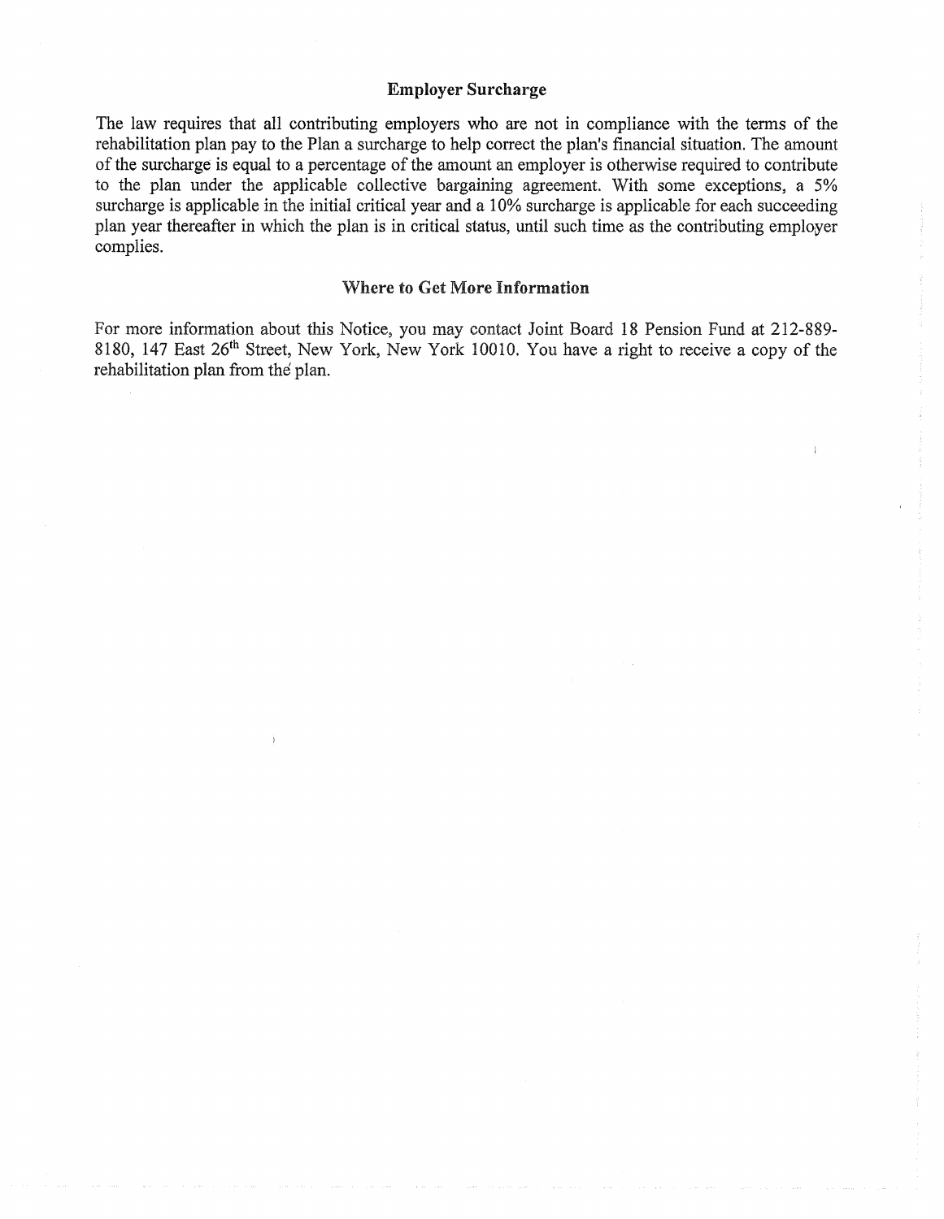## Employer Surcharge

The law requires that all contributing employers who are not in compliance with the terms of the rehabilitation plan pay to the Plan a surcharge to help correct the plan's financial situation. The amount of the surcharge is equal to a percentage of the amount an employer is otherwise required to contribute to the plan under the applicable collective bargaining agreement. With some exceptions, a 5% surcharge is applicable in the initial critical year and a 10% surcharge is applicable for each succeeding plan year thereafter in which the plan is in critical status, until such time as the contributing employer complies.

## Where to Get More Information

For more information about this Notice, you may contact Joint Board 18 Pension Fund at 212-889-8180, 147 East 26th Street, New York, New York 10010. You have a right to receive a copy of the rehabilitation plan from the plan.